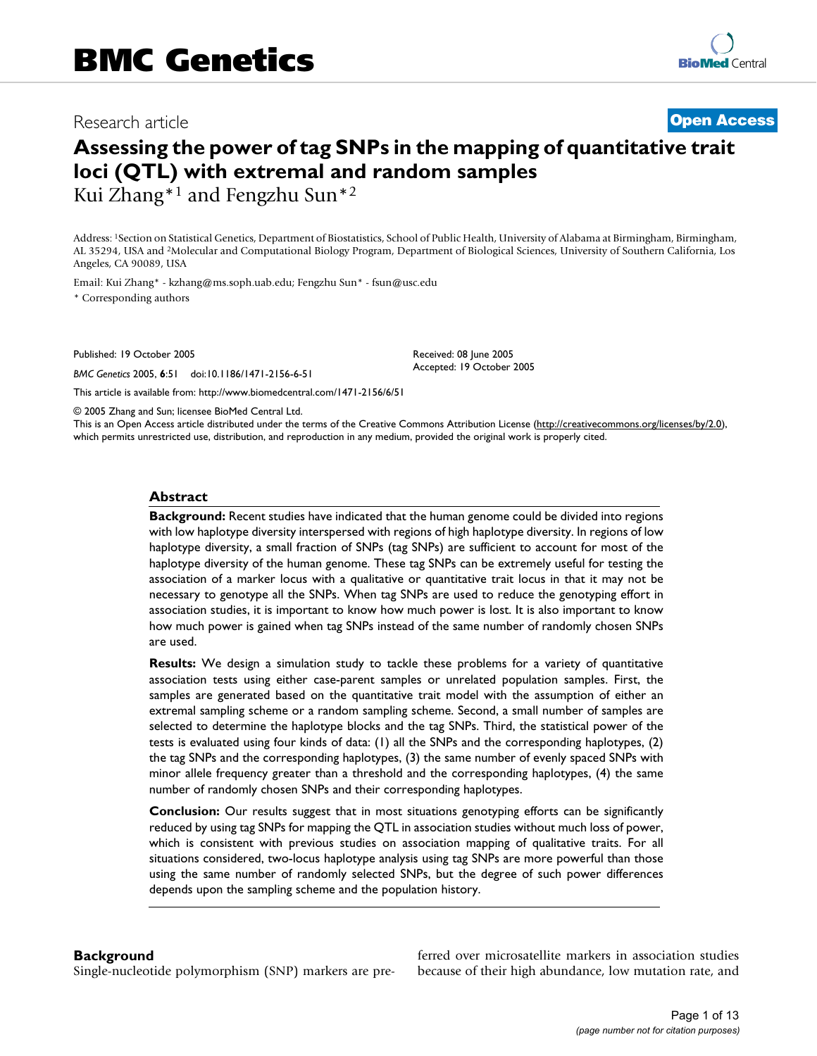# BMC Genetics

Research article

**Open Access**

# Assessing the power of tag SNPs in the mapping of quantitative trait loci (QTL) with extremal and random samples

Kui Zhang*[1] and Fengzhu Sun*[2]

Address: [1]Section on Statistical Genetics, Department of Biostatistics, School of Public Health, University of Alabama at Birmingham, Birmingham, AL 35294, USA and [2]Molecular and Computational Biology Program, Department of Biological Sciences, University of Southern California, Los Angeles, CA 90089, USA

Email: Kui Zhang* - kzhang@ms.soph.uab.edu; Fengzhu Sun* - fsun@usc.edu

\* Corresponding authors

Published: 19 October 2005

*BMC Genetics* 2005, **6**:51 doi:10.1186/1471-2156-6-51

Received: 08 June 2005
Accepted: 19 October 2005

This article is available from: http://www.biomedcentral.com/1471-2156/6/51

© 2005 Zhang and Sun; licensee BioMed Central Ltd.
This is an Open Access article distributed under the terms of the Creative Commons Attribution License (http://creativecommons.org/licenses/by/2.0), which permits unrestricted use, distribution, and reproduction in any medium, provided the original work is properly cited.

## Abstract

**Background:** Recent studies have indicated that the human genome could be divided into regions with low haplotype diversity interspersed with regions of high haplotype diversity. In regions of low haplotype diversity, a small fraction of SNPs (tag SNPs) are sufficient to account for most of the haplotype diversity of the human genome. These tag SNPs can be extremely useful for testing the association of a marker locus with a qualitative or quantitative trait locus in that it may not be necessary to genotype all the SNPs. When tag SNPs are used to reduce the genotyping effort in association studies, it is important to know how much power is lost. It is also important to know how much power is gained when tag SNPs instead of the same number of randomly chosen SNPs are used.

**Results:** We design a simulation study to tackle these problems for a variety of quantitative association tests using either case-parent samples or unrelated population samples. First, the samples are generated based on the quantitative trait model with the assumption of either an extremal sampling scheme or a random sampling scheme. Second, a small number of samples are selected to determine the haplotype blocks and the tag SNPs. Third, the statistical power of the tests is evaluated using four kinds of data: (1) all the SNPs and the corresponding haplotypes, (2) the tag SNPs and the corresponding haplotypes, (3) the same number of evenly spaced SNPs with minor allele frequency greater than a threshold and the corresponding haplotypes, (4) the same number of randomly chosen SNPs and their corresponding haplotypes.

**Conclusion:** Our results suggest that in most situations genotyping efforts can be significantly reduced by using tag SNPs for mapping the QTL in association studies without much loss of power, which is consistent with previous studies on association mapping of qualitative traits. For all situations considered, two-locus haplotype analysis using tag SNPs are more powerful than those using the same number of randomly selected SNPs, but the degree of such power differences depends upon the sampling scheme and the population history.

## Background

Single-nucleotide polymorphism (SNP) markers are preferred over microsatellite markers in association studies because of their high abundance, low mutation rate, and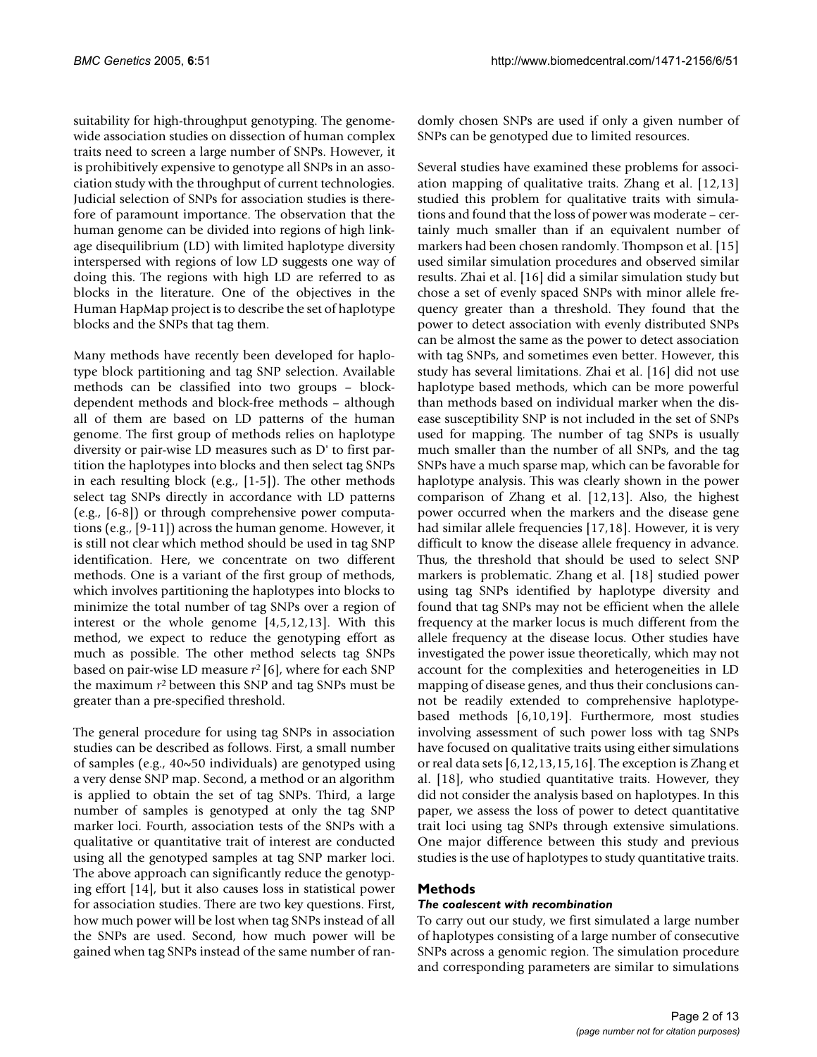suitability for high-throughput genotyping. The genome-wide association studies on dissection of human complex traits need to screen a large number of SNPs. However, it is prohibitively expensive to genotype all SNPs in an association study with the throughput of current technologies. Judicial selection of SNPs for association studies is therefore of paramount importance. The observation that the human genome can be divided into regions of high linkage disequilibrium (LD) with limited haplotype diversity interspersed with regions of low LD suggests one way of doing this. The regions with high LD are referred to as blocks in the literature. One of the objectives in the Human HapMap project is to describe the set of haplotype blocks and the SNPs that tag them.

Many methods have recently been developed for haplotype block partitioning and tag SNP selection. Available methods can be classified into two groups – block-dependent methods and block-free methods – although all of them are based on LD patterns of the human genome. The first group of methods relies on haplotype diversity or pair-wise LD measures such as D' to first partition the haplotypes into blocks and then select tag SNPs in each resulting block (e.g., [1-5]). The other methods select tag SNPs directly in accordance with LD patterns (e.g., [6-8]) or through comprehensive power computations (e.g., [9-11]) across the human genome. However, it is still not clear which method should be used in tag SNP identification. Here, we concentrate on two different methods. One is a variant of the first group of methods, which involves partitioning the haplotypes into blocks to minimize the total number of tag SNPs over a region of interest or the whole genome [4,5,12,13]. With this method, we expect to reduce the genotyping effort as much as possible. The other method selects tag SNPs based on pair-wise LD measure $r^2$ [6], where for each SNP the maximum $r^2$ between this SNP and tag SNPs must be greater than a pre-specified threshold.

The general procedure for using tag SNPs in association studies can be described as follows. First, a small number of samples (e.g., 40~50 individuals) are genotyped using a very dense SNP map. Second, a method or an algorithm is applied to obtain the set of tag SNPs. Third, a large number of samples is genotyped at only the tag SNP marker loci. Fourth, association tests of the SNPs with a qualitative or quantitative trait of interest are conducted using all the genotyped samples at tag SNP marker loci. The above approach can significantly reduce the genotyping effort [14], but it also causes loss in statistical power for association studies. There are two key questions. First, how much power will be lost when tag SNPs instead of all the SNPs are used. Second, how much power will be gained when tag SNPs instead of the same number of randomly chosen SNPs are used if only a given number of SNPs can be genotyped due to limited resources.

Several studies have examined these problems for association mapping of qualitative traits. Zhang et al. [12,13] studied this problem for qualitative traits with simulations and found that the loss of power was moderate – certainly much smaller than if an equivalent number of markers had been chosen randomly. Thompson et al. [15] used similar simulation procedures and observed similar results. Zhai et al. [16] did a similar simulation study but chose a set of evenly spaced SNPs with minor allele frequency greater than a threshold. They found that the power to detect association with evenly distributed SNPs can be almost the same as the power to detect association with tag SNPs, and sometimes even better. However, this study has several limitations. Zhai et al. [16] did not use haplotype based methods, which can be more powerful than methods based on individual marker when the disease susceptibility SNP is not included in the set of SNPs used for mapping. The number of tag SNPs is usually much smaller than the number of all SNPs, and the tag SNPs have a much sparse map, which can be favorable for haplotype analysis. This was clearly shown in the power comparison of Zhang et al. [12,13]. Also, the highest power occurred when the markers and the disease gene had similar allele frequencies [17,18]. However, it is very difficult to know the disease allele frequency in advance. Thus, the threshold that should be used to select SNP markers is problematic. Zhang et al. [18] studied power using tag SNPs identified by haplotype diversity and found that tag SNPs may not be efficient when the allele frequency at the marker locus is much different from the allele frequency at the disease locus. Other studies have investigated the power issue theoretically, which may not account for the complexities and heterogeneities in LD mapping of disease genes, and thus their conclusions cannot be readily extended to comprehensive haplotype-based methods [6,10,19]. Furthermore, most studies involving assessment of such power loss with tag SNPs have focused on qualitative traits using either simulations or real data sets [6,12,13,15,16]. The exception is Zhang et al. [18], who studied quantitative traits. However, they did not consider the analysis based on haplotypes. In this paper, we assess the loss of power to detect quantitative trait loci using tag SNPs through extensive simulations. One major difference between this study and previous studies is the use of haplotypes to study quantitative traits.

## Methods

### *The coalescent with recombination*

To carry out our study, we first simulated a large number of haplotypes consisting of a large number of consecutive SNPs across a genomic region. The simulation procedure and corresponding parameters are similar to simulations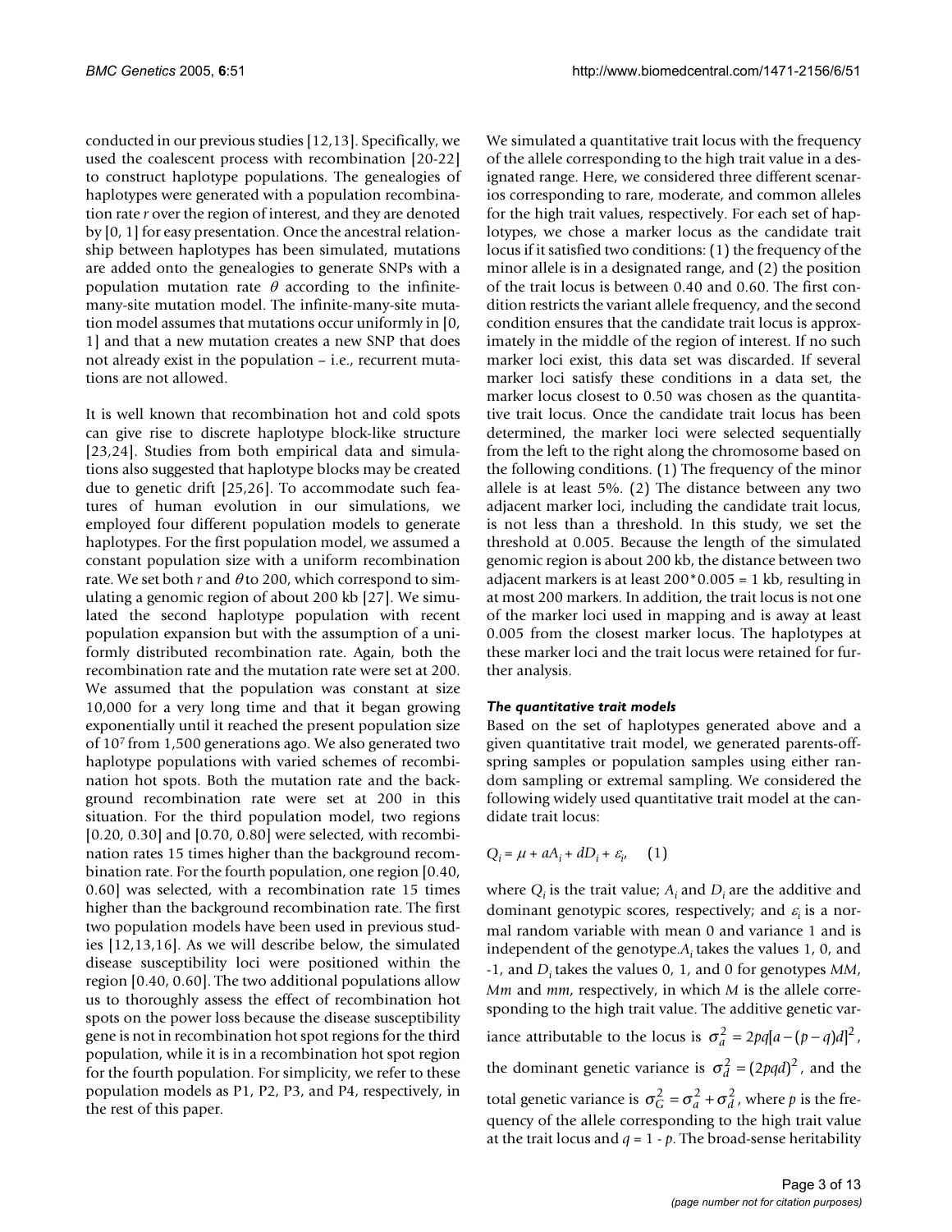conducted in our previous studies [12,13]. Specifically, we used the coalescent process with recombination [20-22] to construct haplotype populations. The genealogies of haplotypes were generated with a population recombination rate $r$ over the region of interest, and they are denoted by [0, 1] for easy presentation. Once the ancestral relationship between haplotypes has been simulated, mutations are added onto the genealogies to generate SNPs with a population mutation rate $\theta$ according to the infinite-many-site mutation model. The infinite-many-site mutation model assumes that mutations occur uniformly in [0, 1] and that a new mutation creates a new SNP that does not already exist in the population – i.e., recurrent mutations are not allowed.

It is well known that recombination hot and cold spots can give rise to discrete haplotype block-like structure [23,24]. Studies from both empirical data and simulations also suggested that haplotype blocks may be created due to genetic drift [25,26]. To accommodate such features of human evolution in our simulations, we employed four different population models to generate haplotypes. For the first population model, we assumed a constant population size with a uniform recombination rate. We set both $r$ and $\theta$ to 200, which correspond to simulating a genomic region of about 200 kb [27]. We simulated the second haplotype population with recent population expansion but with the assumption of a uniformly distributed recombination rate. Again, both the recombination rate and the mutation rate were set at 200. We assumed that the population was constant at size 10,000 for a very long time and that it began growing exponentially until it reached the present population size of $10^7$ from 1,500 generations ago. We also generated two haplotype populations with varied schemes of recombination hot spots. Both the mutation rate and the background recombination rate were set at 200 in this situation. For the third population model, two regions [0.20, 0.30] and [0.70, 0.80] were selected, with recombination rates 15 times higher than the background recombination rate. For the fourth population, one region [0.40, 0.60] was selected, with a recombination rate 15 times higher than the background recombination rate. The first two population models have been used in previous studies [12,13,16]. As we will describe below, the simulated disease susceptibility loci were positioned within the region [0.40, 0.60]. The two additional populations allow us to thoroughly assess the effect of recombination hot spots on the power loss because the disease susceptibility gene is not in recombination hot spot regions for the third population, while it is in a recombination hot spot region for the fourth population. For simplicity, we refer to these population models as P1, P2, P3, and P4, respectively, in the rest of this paper.

We simulated a quantitative trait locus with the frequency of the allele corresponding to the high trait value in a designated range. Here, we considered three different scenarios corresponding to rare, moderate, and common alleles for the high trait values, respectively. For each set of haplotypes, we chose a marker locus as the candidate trait locus if it satisfied two conditions: (1) the frequency of the minor allele is in a designated range, and (2) the position of the trait locus is between 0.40 and 0.60. The first condition restricts the variant allele frequency, and the second condition ensures that the candidate trait locus is approximately in the middle of the region of interest. If no such marker loci exist, this data set was discarded. If several marker loci satisfy these conditions in a data set, the marker locus closest to 0.50 was chosen as the quantitative trait locus. Once the candidate trait locus has been determined, the marker loci were selected sequentially from the left to the right along the chromosome based on the following conditions. (1) The frequency of the minor allele is at least 5%. (2) The distance between any two adjacent marker loci, including the candidate trait locus, is not less than a threshold. In this study, we set the threshold at 0.005. Because the length of the simulated genomic region is about 200 kb, the distance between two adjacent markers is at least 200*0.005 = 1 kb, resulting in at most 200 markers. In addition, the trait locus is not one of the marker loci used in mapping and is away at least 0.005 from the closest marker locus. The haplotypes at these marker loci and the trait locus were retained for further analysis.

### *The quantitative trait models*

Based on the set of haplotypes generated above and a given quantitative trait model, we generated parents-offspring samples or population samples using either random sampling or extremal sampling. We considered the following widely used quantitative trait model at the candidate trait locus:

$$Q_i = \mu + aA_i + dD_i + \varepsilon_i, \quad (1)$$

where $Q_i$ is the trait value; $A_i$ and $D_i$ are the additive and dominant genotypic scores, respectively; and $\varepsilon_i$ is a normal random variable with mean 0 and variance 1 and is independent of the genotype. $A_i$ takes the values 1, 0, and -1, and $D_i$ takes the values 0, 1, and 0 for genotypes *MM*, *Mm* and *mm*, respectively, in which *M* is the allele corresponding to the high trait value. The additive genetic variance attributable to the locus is $\sigma_a^2 = 2pq[a-(p-q)d]^2$, the dominant genetic variance is $\sigma_d^2 = (2pqd)^2$, and the total genetic variance is $\sigma_G^2 = \sigma_a^2 + \sigma_d^2$, where $p$ is the frequency of the allele corresponding to the high trait value at the trait locus and $q = 1 - p$. The broad-sense heritability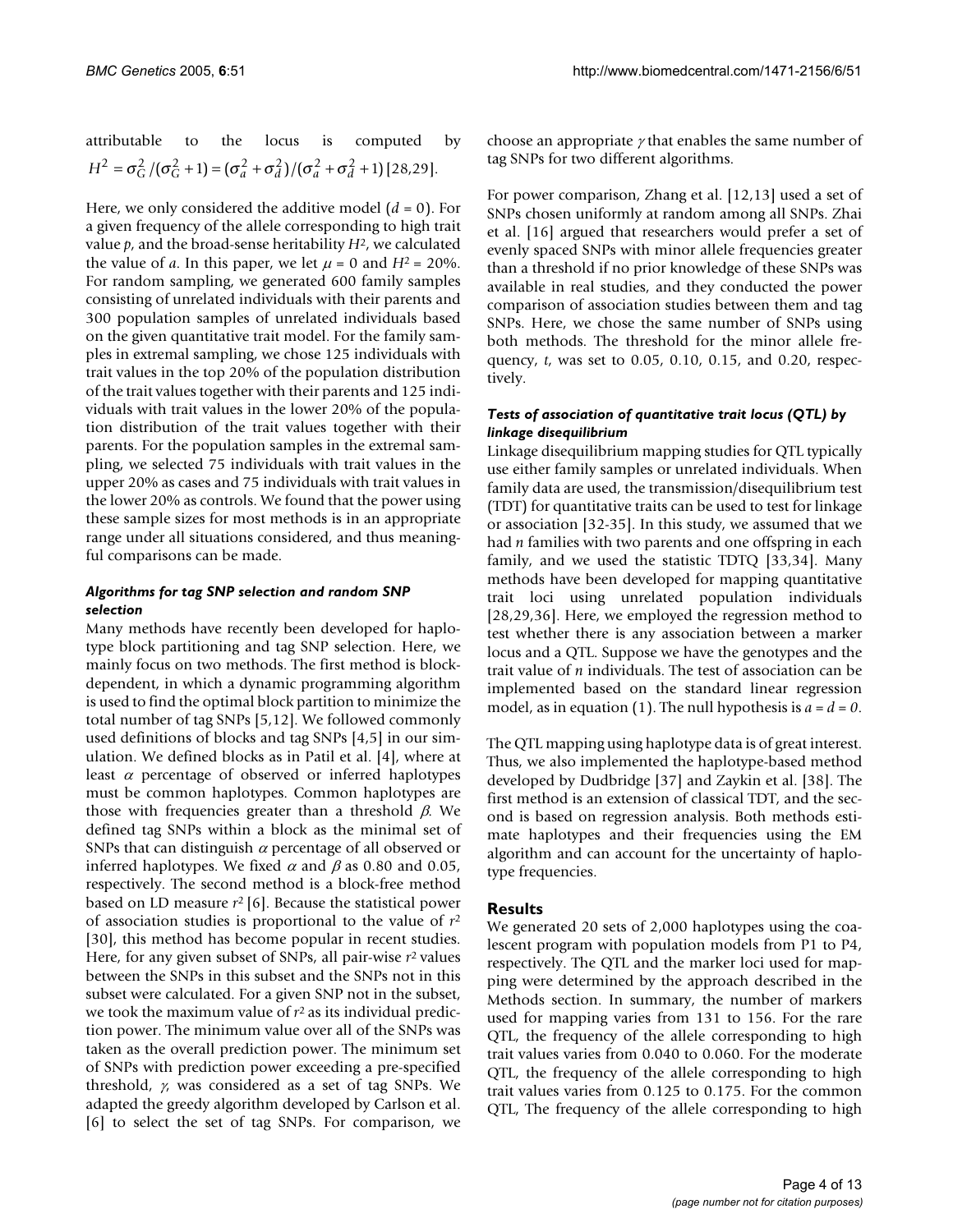attributable to the locus is computed by $H^2 = \sigma_G^2/(\sigma_G^2 + 1) = (\sigma_a^2 + \sigma_d^2)/(\sigma_a^2 + \sigma_d^2 + 1)$ [28,29].

Here, we only considered the additive model ($d = 0$). For a given frequency of the allele corresponding to high trait value $p$, and the broad-sense heritability $H^2$, we calculated the value of $a$. In this paper, we let $\mu = 0$ and $H^2 = 20\%$. For random sampling, we generated 600 family samples consisting of unrelated individuals with their parents and 300 population samples of unrelated individuals based on the given quantitative trait model. For the family samples in extremal sampling, we chose 125 individuals with trait values in the top 20% of the population distribution of the trait values together with their parents and 125 individuals with trait values in the lower 20% of the population distribution of the trait values together with their parents. For the population samples in the extremal sampling, we selected 75 individuals with trait values in the upper 20% as cases and 75 individuals with trait values in the lower 20% as controls. We found that the power using these sample sizes for most methods is in an appropriate range under all situations considered, and thus meaningful comparisons can be made.

#### *Algorithms for tag SNP selection and random SNP selection*

Many methods have recently been developed for haplotype block partitioning and tag SNP selection. Here, we mainly focus on two methods. The first method is block-dependent, in which a dynamic programming algorithm is used to find the optimal block partition to minimize the total number of tag SNPs [5,12]. We followed commonly used definitions of blocks and tag SNPs [4,5] in our simulation. We defined blocks as in Patil et al. [4], where at least $\alpha$ percentage of observed or inferred haplotypes must be common haplotypes. Common haplotypes are those with frequencies greater than a threshold $\beta$. We defined tag SNPs within a block as the minimal set of SNPs that can distinguish $\alpha$ percentage of all observed or inferred haplotypes. We fixed $\alpha$ and $\beta$ as 0.80 and 0.05, respectively. The second method is a block-free method based on LD measure $r^2$ [6]. Because the statistical power of association studies is proportional to the value of $r^2$ [30], this method has become popular in recent studies. Here, for any given subset of SNPs, all pair-wise $r^2$ values between the SNPs in this subset and the SNPs not in this subset were calculated. For a given SNP not in the subset, we took the maximum value of $r^2$ as its individual prediction power. The minimum value over all of the SNPs was taken as the overall prediction power. The minimum set of SNPs with prediction power exceeding a pre-specified threshold, $\gamma$, was considered as a set of tag SNPs. We adapted the greedy algorithm developed by Carlson et al. [6] to select the set of tag SNPs. For comparison, we choose an appropriate $\gamma$ that enables the same number of tag SNPs for two different algorithms.

For power comparison, Zhang et al. [12,13] used a set of SNPs chosen uniformly at random among all SNPs. Zhai et al. [16] argued that researchers would prefer a set of evenly spaced SNPs with minor allele frequencies greater than a threshold if no prior knowledge of these SNPs was available in real studies, and they conducted the power comparison of association studies between them and tag SNPs. Here, we chose the same number of SNPs using both methods. The threshold for the minor allele frequency, $t$, was set to 0.05, 0.10, 0.15, and 0.20, respectively.

#### *Tests of association of quantitative trait locus (QTL) by linkage disequilibrium*

Linkage disequilibrium mapping studies for QTL typically use either family samples or unrelated individuals. When family data are used, the transmission/disequilibrium test (TDT) for quantitative traits can be used to test for linkage or association [32-35]. In this study, we assumed that we had $n$ families with two parents and one offspring in each family, and we used the statistic TDTQ [33,34]. Many methods have been developed for mapping quantitative trait loci using unrelated population individuals [28,29,36]. Here, we employed the regression method to test whether there is any association between a marker locus and a QTL. Suppose we have the genotypes and the trait value of $n$ individuals. The test of association can be implemented based on the standard linear regression model, as in equation (1). The null hypothesis is $a = d = 0$.

The QTL mapping using haplotype data is of great interest. Thus, we also implemented the haplotype-based method developed by Dudbridge [37] and Zaykin et al. [38]. The first method is an extension of classical TDT, and the second is based on regression analysis. Both methods estimate haplotypes and their frequencies using the EM algorithm and can account for the uncertainty of haplotype frequencies.

## Results

We generated 20 sets of 2,000 haplotypes using the coalescent program with population models from P1 to P4, respectively. The QTL and the marker loci used for mapping were determined by the approach described in the Methods section. In summary, the number of markers used for mapping varies from 131 to 156. For the rare QTL, the frequency of the allele corresponding to high trait values varies from 0.040 to 0.060. For the moderate QTL, the frequency of the allele corresponding to high trait values varies from 0.125 to 0.175. For the common QTL, The frequency of the allele corresponding to high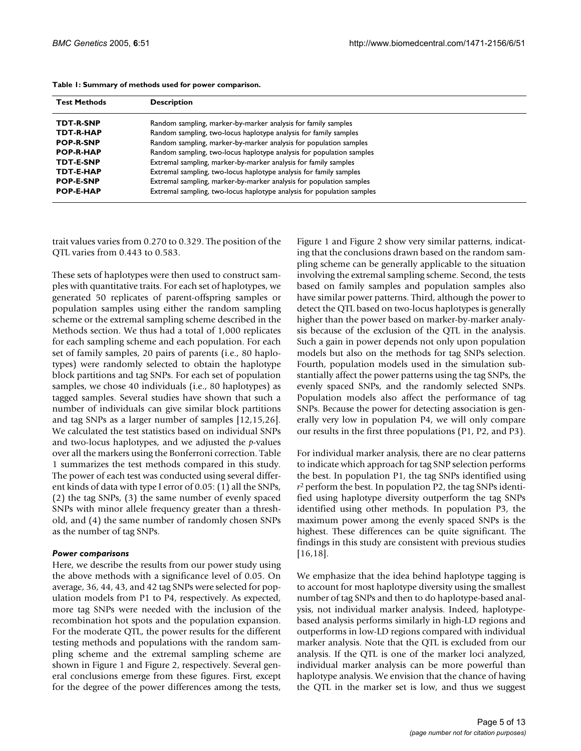**Table 1: Summary of methods used for power comparison.**

| Test Methods | Description |
|---|---|
| **TDT-R-SNP** | Random sampling, marker-by-marker analysis for family samples |
| **TDT-R-HAP** | Random sampling, two-locus haplotype analysis for family samples |
| **POP-R-SNP** | Random sampling, marker-by-marker analysis for population samples |
| **POP-R-HAP** | Random sampling, two-locus haplotype analysis for population samples |
| **TDT-E-SNP** | Extremal sampling, marker-by-marker analysis for family samples |
| **TDT-E-HAP** | Extremal sampling, two-locus haplotype analysis for family samples |
| **POP-E-SNP** | Extremal sampling, marker-by-marker analysis for population samples |
| **POP-E-HAP** | Extremal sampling, two-locus haplotype analysis for population samples |

trait values varies from 0.270 to 0.329. The position of the QTL varies from 0.443 to 0.583.

These sets of haplotypes were then used to construct samples with quantitative traits. For each set of haplotypes, we generated 50 replicates of parent-offspring samples or population samples using either the random sampling scheme or the extremal sampling scheme described in the Methods section. We thus had a total of 1,000 replicates for each sampling scheme and each population. For each set of family samples, 20 pairs of parents (i.e., 80 haplotypes) were randomly selected to obtain the haplotype block partitions and tag SNPs. For each set of population samples, we chose 40 individuals (i.e., 80 haplotypes) as tagged samples. Several studies have shown that such a number of individuals can give similar block partitions and tag SNPs as a larger number of samples [12,15,26]. We calculated the test statistics based on individual SNPs and two-locus haplotypes, and we adjusted the *p*-values over all the markers using the Bonferroni correction. Table 1 summarizes the test methods compared in this study. The power of each test was conducted using several different kinds of data with type I error of 0.05: (1) all the SNPs, (2) the tag SNPs, (3) the same number of evenly spaced SNPs with minor allele frequency greater than a threshold, and (4) the same number of randomly chosen SNPs as the number of tag SNPs.

### *Power comparisons*

Here, we describe the results from our power study using the above methods with a significance level of 0.05. On average, 36, 44, 43, and 42 tag SNPs were selected for population models from P1 to P4, respectively. As expected, more tag SNPs were needed with the inclusion of the recombination hot spots and the population expansion. For the moderate QTL, the power results for the different testing methods and populations with the random sampling scheme and the extremal sampling scheme are shown in Figure 1 and Figure 2, respectively. Several general conclusions emerge from these figures. First, except for the degree of the power differences among the tests, Figure 1 and Figure 2 show very similar patterns, indicating that the conclusions drawn based on the random sampling scheme can be generally applicable to the situation involving the extremal sampling scheme. Second, the tests based on family samples and population samples also have similar power patterns. Third, although the power to detect the QTL based on two-locus haplotypes is generally higher than the power based on marker-by-marker analysis because of the exclusion of the QTL in the analysis. Such a gain in power depends not only upon population models but also on the methods for tag SNPs selection. Fourth, population models used in the simulation substantially affect the power patterns using the tag SNPs, the evenly spaced SNPs, and the randomly selected SNPs. Population models also affect the performance of tag SNPs. Because the power for detecting association is generally very low in population P4, we will only compare our results in the first three populations (P1, P2, and P3).

For individual marker analysis, there are no clear patterns to indicate which approach for tag SNP selection performs the best. In population P1, the tag SNPs identified using $r^2$ perform the best. In population P2, the tag SNPs identified using haplotype diversity outperform the tag SNPs identified using other methods. In population P3, the maximum power among the evenly spaced SNPs is the highest. These differences can be quite significant. The findings in this study are consistent with previous studies [16,18].

We emphasize that the idea behind haplotype tagging is to account for most haplotype diversity using the smallest number of tag SNPs and then to do haplotype-based analysis, not individual marker analysis. Indeed, haplotype-based analysis performs similarly in high-LD regions and outperforms in low-LD regions compared with individual marker analysis. Note that the QTL is excluded from our analysis. If the QTL is one of the marker loci analyzed, individual marker analysis can be more powerful than haplotype analysis. We envision that the chance of having the QTL in the marker set is low, and thus we suggest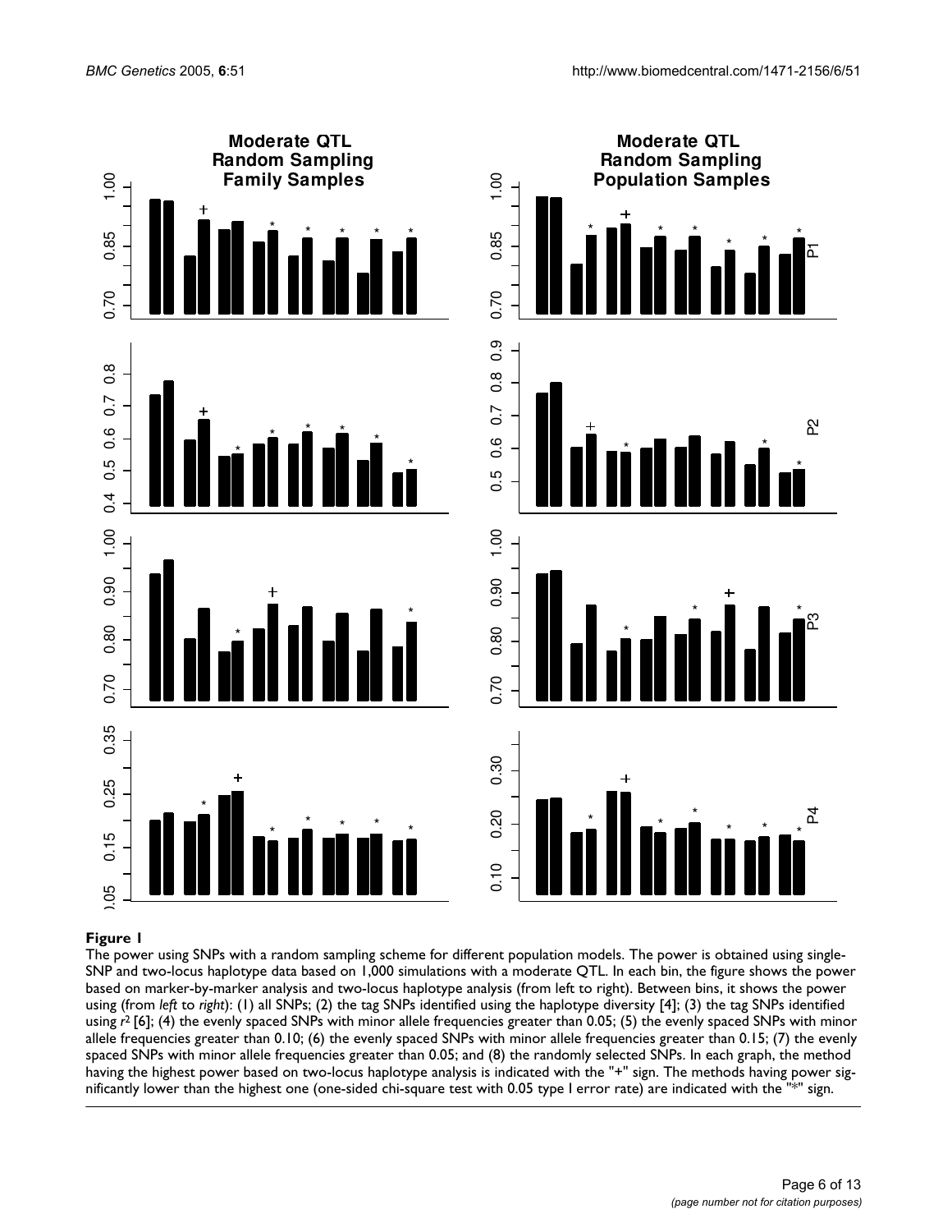**Figure 1**

The power using SNPs with a random sampling scheme for different population models. The power is obtained using single-SNP and two-locus haplotype data based on 1,000 simulations with a moderate QTL. In each bin, the figure shows the power based on marker-by-marker analysis and two-locus haplotype analysis (from left to right). Between bins, it shows the power using (from *left* to *right*): (1) all SNPs; (2) the tag SNPs identified using the haplotype diversity [4]; (3) the tag SNPs identified using $r^2$ [6]; (4) the evenly spaced SNPs with minor allele frequencies greater than 0.05; (5) the evenly spaced SNPs with minor allele frequencies greater than 0.10; (6) the evenly spaced SNPs with minor allele frequencies greater than 0.15; (7) the evenly spaced SNPs with minor allele frequencies greater than 0.05; and (8) the randomly selected SNPs. In each graph, the method having the highest power based on two-locus haplotype analysis is indicated with the "+" sign. The methods having power significantly lower than the highest one (one-sided chi-square test with 0.05 type I error rate) are indicated with the "*" sign.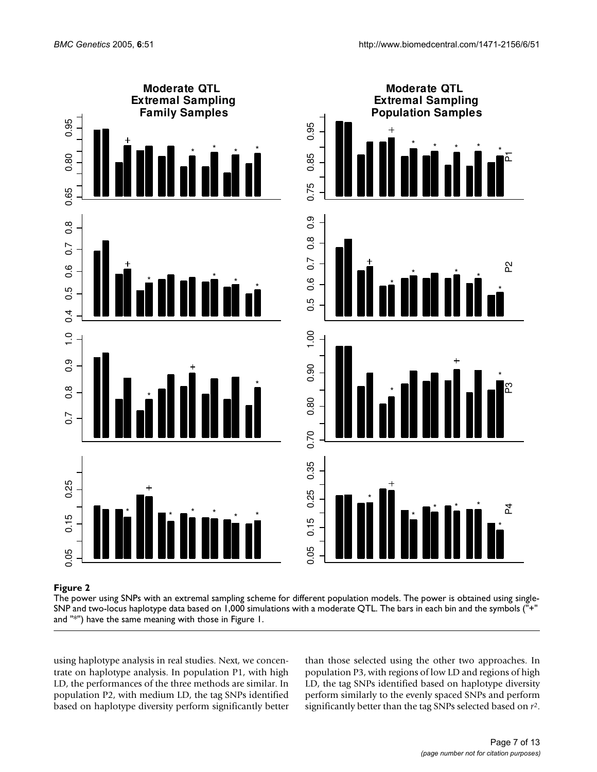**Figure 2**

The power using SNPs with an extremal sampling scheme for different population models. The power is obtained using single-SNP and two-locus haplotype data based on 1,000 simulations with a moderate QTL. The bars in each bin and the symbols ("+" and "*") have the same meaning with those in Figure 1.

using haplotype analysis in real studies. Next, we concentrate on haplotype analysis. In population P1, with high LD, the performances of the three methods are similar. In population P2, with medium LD, the tag SNPs identified based on haplotype diversity perform significantly better than those selected using the other two approaches. In population P3, with regions of low LD and regions of high LD, the tag SNPs identified based on haplotype diversity perform similarly to the evenly spaced SNPs and perform significantly better than the tag SNPs selected based on $r^2$.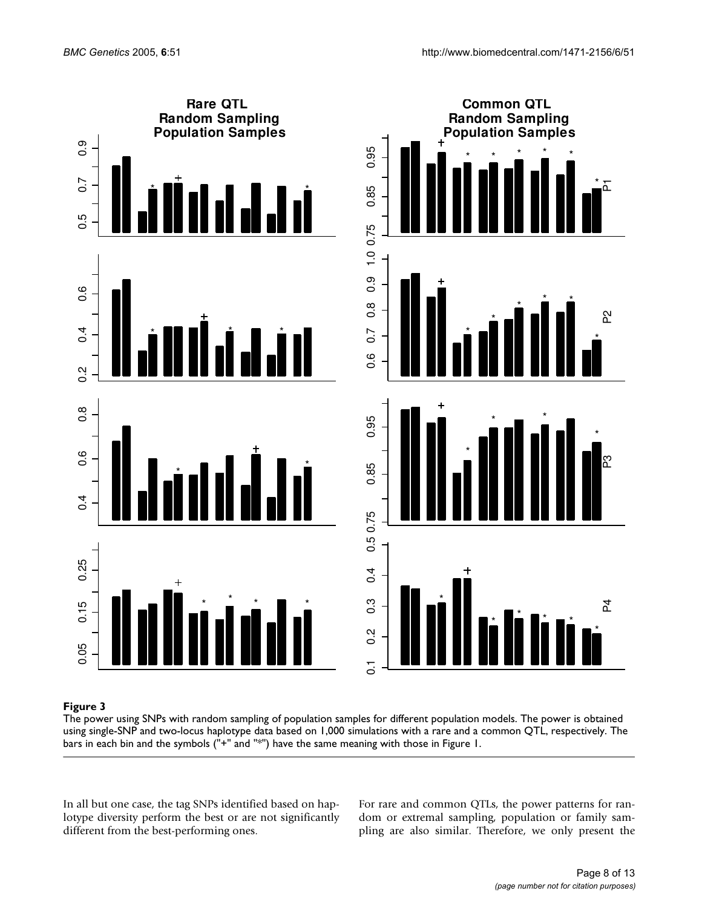**Figure 3**

The power using SNPs with random sampling of population samples for different population models. The power is obtained using single-SNP and two-locus haplotype data based on 1,000 simulations with a rare and a common QTL, respectively. The bars in each bin and the symbols ("+" and "*") have the same meaning with those in Figure 1.

In all but one case, the tag SNPs identified based on haplotype diversity perform the best or are not significantly different from the best-performing ones.

For rare and common QTLs, the power patterns for random or extremal sampling, population or family sampling are also similar. Therefore, we only present the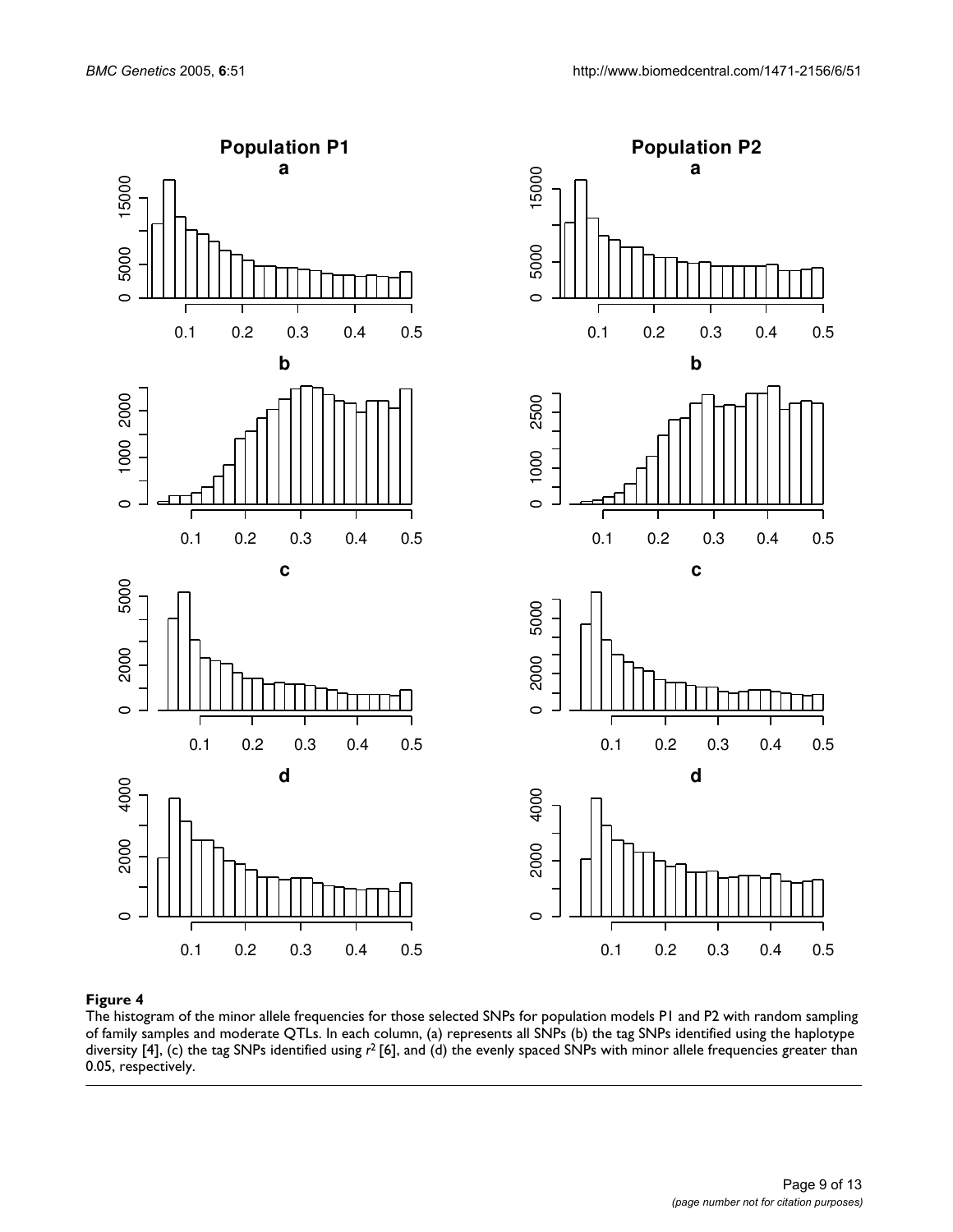**Figure 4**

The histogram of the minor allele frequencies for those selected SNPs for population models P1 and P2 with random sampling of family samples and moderate QTLs. In each column, (a) represents all SNPs (b) the tag SNPs identified using the haplotype diversity [4], (c) the tag SNPs identified using $r^2$ [6], and (d) the evenly spaced SNPs with minor allele frequencies greater than 0.05, respectively.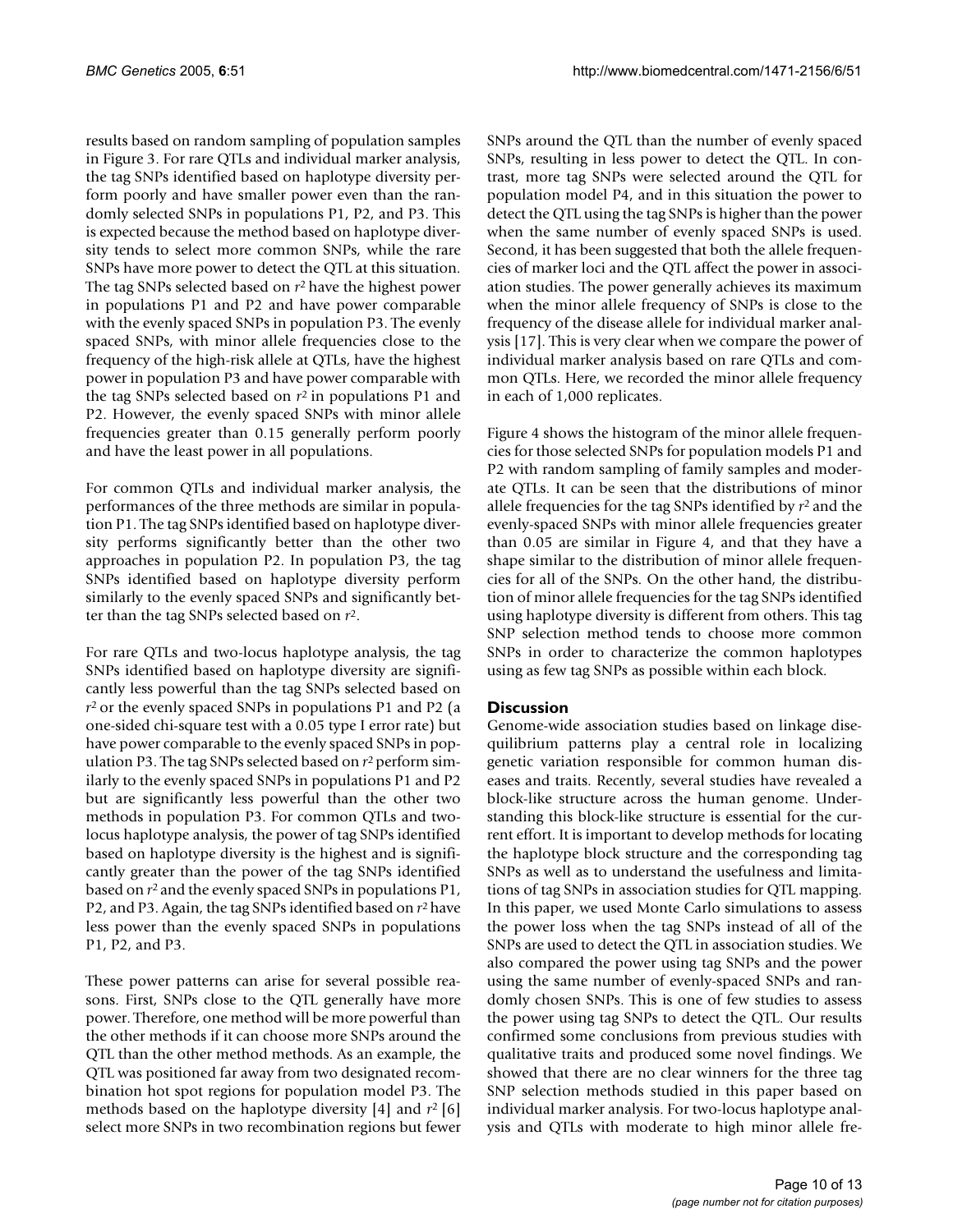results based on random sampling of population samples in Figure 3. For rare QTLs and individual marker analysis, the tag SNPs identified based on haplotype diversity perform poorly and have smaller power even than the randomly selected SNPs in populations P1, P2, and P3. This is expected because the method based on haplotype diversity tends to select more common SNPs, while the rare SNPs have more power to detect the QTL at this situation. The tag SNPs selected based on $r^2$ have the highest power in populations P1 and P2 and have power comparable with the evenly spaced SNPs in population P3. The evenly spaced SNPs, with minor allele frequencies close to the frequency of the high-risk allele at QTLs, have the highest power in population P3 and have power comparable with the tag SNPs selected based on $r^2$ in populations P1 and P2. However, the evenly spaced SNPs with minor allele frequencies greater than 0.15 generally perform poorly and have the least power in all populations.

For common QTLs and individual marker analysis, the performances of the three methods are similar in population P1. The tag SNPs identified based on haplotype diversity performs significantly better than the other two approaches in population P2. In population P3, the tag SNPs identified based on haplotype diversity perform similarly to the evenly spaced SNPs and significantly better than the tag SNPs selected based on $r^2$.

For rare QTLs and two-locus haplotype analysis, the tag SNPs identified based on haplotype diversity are significantly less powerful than the tag SNPs selected based on $r^2$ or the evenly spaced SNPs in populations P1 and P2 (a one-sided chi-square test with a 0.05 type I error rate) but have power comparable to the evenly spaced SNPs in population P3. The tag SNPs selected based on $r^2$ perform similarly to the evenly spaced SNPs in populations P1 and P2 but are significantly less powerful than the other two methods in population P3. For common QTLs and two-locus haplotype analysis, the power of tag SNPs identified based on haplotype diversity is the highest and is significantly greater than the power of the tag SNPs identified based on $r^2$ and the evenly spaced SNPs in populations P1, P2, and P3. Again, the tag SNPs identified based on $r^2$ have less power than the evenly spaced SNPs in populations P1, P2, and P3.

These power patterns can arise for several possible reasons. First, SNPs close to the QTL generally have more power. Therefore, one method will be more powerful than the other methods if it can choose more SNPs around the QTL than the other method methods. As an example, the QTL was positioned far away from two designated recombination hot spot regions for population model P3. The methods based on the haplotype diversity [4] and $r^2$ [6] select more SNPs in two recombination regions but fewer SNPs around the QTL than the number of evenly spaced SNPs, resulting in less power to detect the QTL. In contrast, more tag SNPs were selected around the QTL for population model P4, and in this situation the power to detect the QTL using the tag SNPs is higher than the power when the same number of evenly spaced SNPs is used. Second, it has been suggested that both the allele frequencies of marker loci and the QTL affect the power in association studies. The power generally achieves its maximum when the minor allele frequency of SNPs is close to the frequency of the disease allele for individual marker analysis [17]. This is very clear when we compare the power of individual marker analysis based on rare QTLs and common QTLs. Here, we recorded the minor allele frequency in each of 1,000 replicates.

Figure 4 shows the histogram of the minor allele frequencies for those selected SNPs for population models P1 and P2 with random sampling of family samples and moderate QTLs. It can be seen that the distributions of minor allele frequencies for the tag SNPs identified by $r^2$ and the evenly-spaced SNPs with minor allele frequencies greater than 0.05 are similar in Figure 4, and that they have a shape similar to the distribution of minor allele frequencies for all of the SNPs. On the other hand, the distribution of minor allele frequencies for the tag SNPs identified using haplotype diversity is different from others. This tag SNP selection method tends to choose more common SNPs in order to characterize the common haplotypes using as few tag SNPs as possible within each block.

## Discussion

Genome-wide association studies based on linkage disequilibrium patterns play a central role in localizing genetic variation responsible for common human diseases and traits. Recently, several studies have revealed a block-like structure across the human genome. Understanding this block-like structure is essential for the current effort. It is important to develop methods for locating the haplotype block structure and the corresponding tag SNPs as well as to understand the usefulness and limitations of tag SNPs in association studies for QTL mapping. In this paper, we used Monte Carlo simulations to assess the power loss when the tag SNPs instead of all of the SNPs are used to detect the QTL in association studies. We also compared the power using tag SNPs and the power using the same number of evenly-spaced SNPs and randomly chosen SNPs. This is one of few studies to assess the power using tag SNPs to detect the QTL. Our results confirmed some conclusions from previous studies with qualitative traits and produced some novel findings. We showed that there are no clear winners for the three tag SNP selection methods studied in this paper based on individual marker analysis. For two-locus haplotype analysis and QTLs with moderate to high minor allele fre-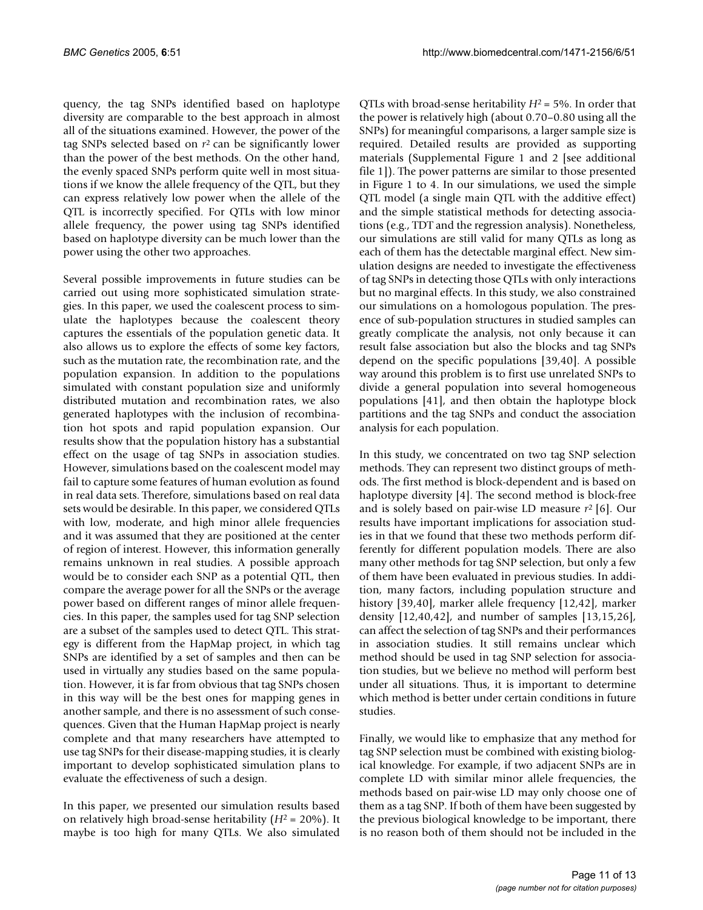quency, the tag SNPs identified based on haplotype diversity are comparable to the best approach in almost all of the situations examined. However, the power of the tag SNPs selected based on $r^2$ can be significantly lower than the power of the best methods. On the other hand, the evenly spaced SNPs perform quite well in most situations if we know the allele frequency of the QTL, but they can express relatively low power when the allele of the QTL is incorrectly specified. For QTLs with low minor allele frequency, the power using tag SNPs identified based on haplotype diversity can be much lower than the power using the other two approaches.

Several possible improvements in future studies can be carried out using more sophisticated simulation strategies. In this paper, we used the coalescent process to simulate the haplotypes because the coalescent theory captures the essentials of the population genetic data. It also allows us to explore the effects of some key factors, such as the mutation rate, the recombination rate, and the population expansion. In addition to the populations simulated with constant population size and uniformly distributed mutation and recombination rates, we also generated haplotypes with the inclusion of recombination hot spots and rapid population expansion. Our results show that the population history has a substantial effect on the usage of tag SNPs in association studies. However, simulations based on the coalescent model may fail to capture some features of human evolution as found in real data sets. Therefore, simulations based on real data sets would be desirable. In this paper, we considered QTLs with low, moderate, and high minor allele frequencies and it was assumed that they are positioned at the center of region of interest. However, this information generally remains unknown in real studies. A possible approach would be to consider each SNP as a potential QTL, then compare the average power for all the SNPs or the average power based on different ranges of minor allele frequencies. In this paper, the samples used for tag SNP selection are a subset of the samples used to detect QTL. This strategy is different from the HapMap project, in which tag SNPs are identified by a set of samples and then can be used in virtually any studies based on the same population. However, it is far from obvious that tag SNPs chosen in this way will be the best ones for mapping genes in another sample, and there is no assessment of such consequences. Given that the Human HapMap project is nearly complete and that many researchers have attempted to use tag SNPs for their disease-mapping studies, it is clearly important to develop sophisticated simulation plans to evaluate the effectiveness of such a design.

In this paper, we presented our simulation results based on relatively high broad-sense heritability ($H^2$ = 20%). It maybe is too high for many QTLs. We also simulated QTLs with broad-sense heritability $H^2$ = 5%. In order that the power is relatively high (about 0.70–0.80 using all the SNPs) for meaningful comparisons, a larger sample size is required. Detailed results are provided as supporting materials (Supplemental Figure 1 and 2 [see additional file 1]). The power patterns are similar to those presented in Figure 1 to 4. In our simulations, we used the simple QTL model (a single main QTL with the additive effect) and the simple statistical methods for detecting associations (e.g., TDT and the regression analysis). Nonetheless, our simulations are still valid for many QTLs as long as each of them has the detectable marginal effect. New simulation designs are needed to investigate the effectiveness of tag SNPs in detecting those QTLs with only interactions but no marginal effects. In this study, we also constrained our simulations on a homologous population. The presence of sub-population structures in studied samples can greatly complicate the analysis, not only because it can result false association but also the blocks and tag SNPs depend on the specific populations [39,40]. A possible way around this problem is to first use unrelated SNPs to divide a general population into several homogeneous populations [41], and then obtain the haplotype block partitions and the tag SNPs and conduct the association analysis for each population.

In this study, we concentrated on two tag SNP selection methods. They can represent two distinct groups of methods. The first method is block-dependent and is based on haplotype diversity [4]. The second method is block-free and is solely based on pair-wise LD measure $r^2$ [6]. Our results have important implications for association studies in that we found that these two methods perform differently for different population models. There are also many other methods for tag SNP selection, but only a few of them have been evaluated in previous studies. In addition, many factors, including population structure and history [39,40], marker allele frequency [12,42], marker density [12,40,42], and number of samples [13,15,26], can affect the selection of tag SNPs and their performances in association studies. It still remains unclear which method should be used in tag SNP selection for association studies, but we believe no method will perform best under all situations. Thus, it is important to determine which method is better under certain conditions in future studies.

Finally, we would like to emphasize that any method for tag SNP selection must be combined with existing biological knowledge. For example, if two adjacent SNPs are in complete LD with similar minor allele frequencies, the methods based on pair-wise LD may only choose one of them as a tag SNP. If both of them have been suggested by the previous biological knowledge to be important, there is no reason both of them should not be included in the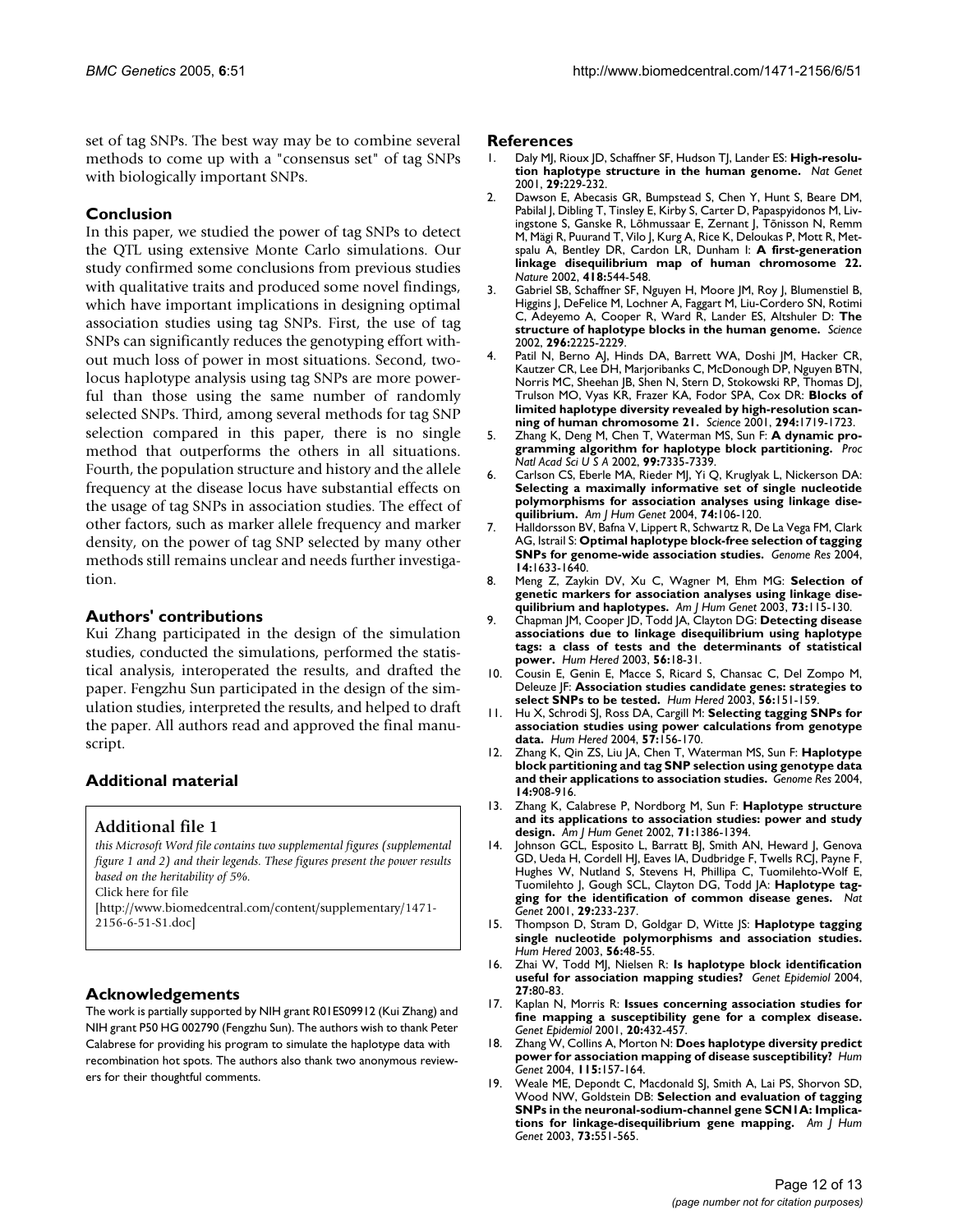set of tag SNPs. The best way may be to combine several methods to come up with a "consensus set" of tag SNPs with biologically important SNPs.

## Conclusion

In this paper, we studied the power of tag SNPs to detect the QTL using extensive Monte Carlo simulations. Our study confirmed some conclusions from previous studies with qualitative traits and produced some novel findings, which have important implications in designing optimal association studies using tag SNPs. First, the use of tag SNPs can significantly reduces the genotyping effort without much loss of power in most situations. Second, two-locus haplotype analysis using tag SNPs are more powerful than those using the same number of randomly selected SNPs. Third, among several methods for tag SNP selection compared in this paper, there is no single method that outperforms the others in all situations. Fourth, the population structure and history and the allele frequency at the disease locus have substantial effects on the usage of tag SNPs in association studies. The effect of other factors, such as marker allele frequency and marker density, on the power of tag SNP selected by many other methods still remains unclear and needs further investigation.

## Authors' contributions

Kui Zhang participated in the design of the simulation studies, conducted the simulations, performed the statistical analysis, interoperated the results, and drafted the paper. Fengzhu Sun participated in the design of the simulation studies, interpreted the results, and helped to draft the paper. All authors read and approved the final manuscript.

## Additional material

### Additional file 1

*this Microsoft Word file contains two supplemental figures (supplemental figure 1 and 2) and their legends. These figures present the power results based on the heritability of 5%.*
Click here for file
[http://www.biomedcentral.com/content/supplementary/1471-2156-6-51-S1.doc]

## Acknowledgements

The work is partially supported by NIH grant R01ES09912 (Kui Zhang) and NIH grant P50 HG 002790 (Fengzhu Sun). The authors wish to thank Peter Calabrese for providing his program to simulate the haplotype data with recombination hot spots. The authors also thank two anonymous reviewers for their thoughtful comments.

## References

1. Daly MJ, Rioux JD, Schaffner SF, Hudson TJ, Lander ES: **High-resolution haplotype structure in the human genome.** *Nat Genet* 2001, **29:**229-232.
2. Dawson E, Abecasis GR, Bumpstead S, Chen Y, Hunt S, Beare DM, Pabilal J, Dibling T, Tinsley E, Kirby S, Carter D, Papaspyidonos M, Livingstone S, Ganske R, Lõhmussaar E, Zernant J, Tõnisson N, Remm M, Mägi R, Puurand T, Vilo J, Kurg A, Rice K, Deloukas P, Mott R, Metspalu A, Bentley DR, Cardon LR, Dunham I: **A first-generation linkage disequilibrium map of human chromosome 22.** *Nature* 2002, **418:**544-548.
3. Gabriel SB, Schaffner SF, Nguyen H, Moore JM, Roy J, Blumenstiel B, Higgins J, DeFelice M, Lochner A, Faggart M, Liu-Cordero SN, Rotimi C, Adeyemo A, Cooper R, Ward R, Lander ES, Altshuler D: **The structure of haplotype blocks in the human genome.** *Science* 2002, **296:**2225-2229.
4. Patil N, Berno AJ, Hinds DA, Barrett WA, Doshi JM, Hacker CR, Kautzer CR, Lee DH, Marjoribanks C, McDonough DP, Nguyen BTN, Norris MC, Sheehan JB, Shen N, Stern D, Stokowski RP, Thomas DJ, Trulson MO, Vyas KR, Frazer KA, Fodor SPA, Cox DR: **Blocks of limited haplotype diversity revealed by high-resolution scanning of human chromosome 21.** *Science* 2001, **294:**1719-1723.
5. Zhang K, Deng M, Chen T, Waterman MS, Sun F: **A dynamic programming algorithm for haplotype block partitioning.** *Proc Natl Acad Sci U S A* 2002, **99:**7335-7339.
6. Carlson CS, Eberle MA, Rieder MJ, Yi Q, Kruglyak L, Nickerson DA: **Selecting a maximally informative set of single nucleotide polymorphisms for association analyses using linkage disequilibrium.** *Am J Hum Genet* 2004, **74:**106-120.
7. Halldorsson BV, Bafna V, Lippert R, Schwartz R, De La Vega FM, Clark AG, Istrail S: **Optimal haplotype block-free selection of tagging SNPs for genome-wide association studies.** *Genome Res* 2004, **14:**1633-1640.
8. Meng Z, Zaykin DV, Xu C, Wagner M, Ehm MG: **Selection of genetic markers for association analyses using linkage disequilibrium and haplotypes.** *Am J Hum Genet* 2003, **73:**115-130.
9. Chapman JM, Cooper JD, Todd JA, Clayton DG: **Detecting disease associations due to linkage disequilibrium using haplotype tags: a class of tests and the determinants of statistical power.** *Hum Hered* 2003, **56:**18-31.
10. Cousin E, Genin E, Macce S, Ricard S, Chansac C, Del Zompo M, Deleuze JF: **Association studies candidate genes: strategies to select SNPs to be tested.** *Hum Hered* 2003, **56:**151-159.
11. Hu X, Schrodi SJ, Ross DA, Cargill M: **Selecting tagging SNPs for association studies using power calculations from genotype data.** *Hum Hered* 2004, **57:**156-170.
12. Zhang K, Qin ZS, Liu JA, Chen T, Waterman MS, Sun F: **Haplotype block partitioning and tag SNP selection using genotype data and their applications to association studies.** *Genome Res* 2004, **14:**908-916.
13. Zhang K, Calabrese P, Nordborg M, Sun F: **Haplotype structure and its applications to association studies: power and study design.** *Am J Hum Genet* 2002, **71:**1386-1394.
14. Johnson GCL, Esposito L, Barratt BJ, Smith AN, Heward J, Genova GD, Ueda H, Cordell HJ, Eaves IA, Dudbridge F, Twells RCJ, Payne F, Hughes W, Nutland S, Stevens H, Phillipa C, Tuomilehto-Wolf E, Tuomilehto J, Gough SCL, Clayton DG, Todd JA: **Haplotype tagging for the identification of common disease genes.** *Nat Genet* 2001, **29:**233-237.
15. Thompson D, Stram D, Goldgar D, Witte JS: **Haplotype tagging single nucleotide polymorphisms and association studies.** *Hum Hered* 2003, **56:**48-55.
16. Zhai W, Todd MJ, Nielsen R: **Is haplotype block identification useful for association mapping studies?** *Genet Epidemiol* 2004, **27:**80-83.
17. Kaplan N, Morris R: **Issues concerning association studies for fine mapping a susceptibility gene for a complex disease.** *Genet Epidemiol* 2001, **20:**432-457.
18. Zhang W, Collins A, Morton N: **Does haplotype diversity predict power for association mapping of disease susceptibility?** *Hum Genet* 2004, **115:**157-164.
19. Weale ME, Depondt C, Macdonald SJ, Smith A, Lai PS, Shorvon SD, Wood NW, Goldstein DB: **Selection and evaluation of tagging SNPs in the neuronal-sodium-channel gene SCN1A: Implications for linkage-disequilibrium gene mapping.** *Am J Hum Genet* 2003, **73:**551-565.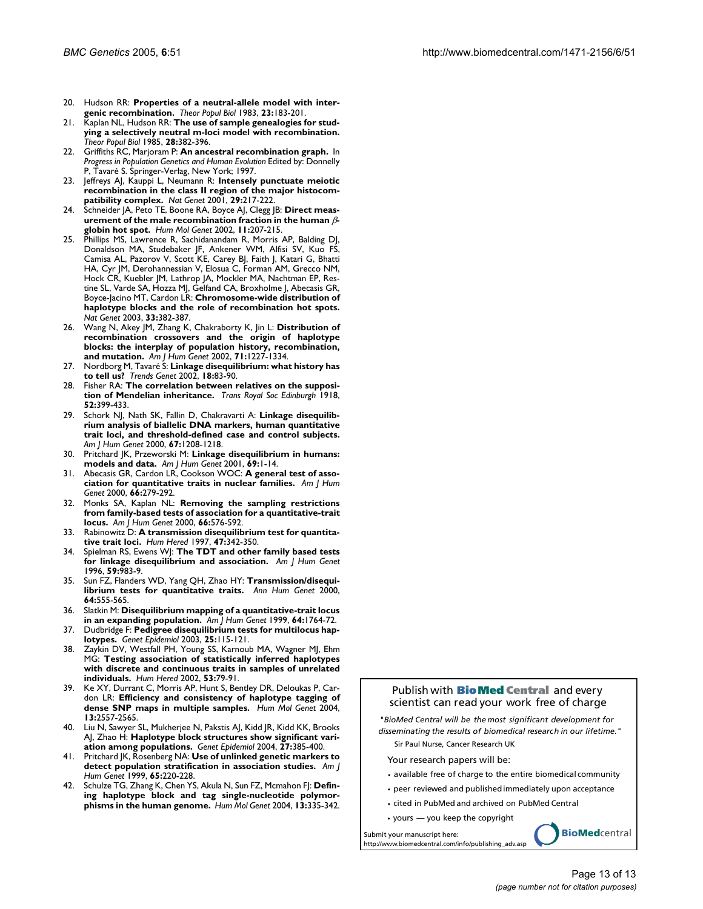20. Hudson RR: **Properties of a neutral-allele model with intergenic recombination.** *Theor Popul Biol* 1983, **23:**183-201.
21. Kaplan NL, Hudson RR: **The use of sample genealogies for studying a selectively neutral m-loci model with recombination.** *Theor Popul Biol* 1985, **28:**382-396.
22. Griffiths RC, Marjoram P: **An ancestral recombination graph.** In *Progress in Population Genetics and Human Evolution* Edited by: Donnelly P, Tavaré S. Springer-Verlag, New York; 1997.
23. Jeffreys AJ, Kauppi L, Neumann R: **Intensely punctuate meiotic recombination in the class II region of the major histocompatibility complex.** *Nat Genet* 2001, **29:**217-222.
24. Schneider JA, Peto TE, Boone RA, Boyce AJ, Clegg JB: **Direct measurement of the male recombination fraction in the human $\beta$-globin hot spot.** *Hum Mol Genet* 2002, **11:**207-215.
25. Phillips MS, Lawrence R, Sachidanandam R, Morris AP, Balding DJ, Donaldson MA, Studebaker JF, Ankener WM, Alfisi SV, Kuo FS, Camisa AL, Pazorov V, Scott KE, Carey BJ, Faith J, Katari G, Bhatti HA, Cyr JM, Derohannessian V, Elosua C, Forman AM, Grecco NM, Hock CR, Kuebler JM, Lathrop JA, Mockler MA, Nachtman EP, Restine SL, Varde SA, Hozza MJ, Gelfand CA, Broxholme J, Abecasis GR, Boyce-Jacino MT, Cardon LR: **Chromosome-wide distribution of haplotype blocks and the role of recombination hot spots.** *Nat Genet* 2003, **33:**382-387.
26. Wang N, Akey JM, Zhang K, Chakraborty K, Jin L: **Distribution of recombination crossovers and the origin of haplotype blocks: the interplay of population history, recombination, and mutation.** *Am J Hum Genet* 2002, **71:**1227-1334.
27. Nordborg M, Tavaré S: **Linkage disequilibrium: what history has to tell us?** *Trends Genet* 2002, **18:**83-90.
28. Fisher RA: **The correlation between relatives on the supposition of Mendelian inheritance.** *Trans Royal Soc Edinburgh* 1918, **52:**399-433.
29. Schork NJ, Nath SK, Fallin D, Chakravarti A: **Linkage disequilibrium analysis of biallelic DNA markers, human quantitative trait loci, and threshold-defined case and control subjects.** *Am J Hum Genet* 2000, **67:**1208-1218.
30. Pritchard JK, Przeworski M: **Linkage disequilibrium in humans: models and data.** *Am J Hum Genet* 2001, **69:**1-14.
31. Abecasis GR, Cardon LR, Cookson WOC: **A general test of association for quantitative traits in nuclear families.** *Am J Hum Genet* 2000, **66:**279-292.
32. Monks SA, Kaplan NL: **Removing the sampling restrictions from family-based tests of association for a quantitative-trait locus.** *Am J Hum Genet* 2000, **66:**576-592.
33. Rabinowitz D: **A transmission disequilibrium test for quantitative trait loci.** *Hum Hered* 1997, **47:**342-350.
34. Spielman RS, Ewens WJ: **The TDT and other family based tests for linkage disequilibrium and association.** *Am J Hum Genet* 1996, **59:**983-9.
35. Sun FZ, Flanders WD, Yang QH, Zhao HY: **Transmission/disequilibrium tests for quantitative traits.** *Ann Hum Genet* 2000, **64:**555-565.
36. Slatkin M: **Disequilibrium mapping of a quantitative-trait locus in an expanding population.** *Am J Hum Genet* 1999, **64:**1764-72.
37. Dudbridge F: **Pedigree disequilibrium tests for multilocus haplotypes.** *Genet Epidemiol* 2003, **25:**115-121.
38. Zaykin DV, Westfall PH, Young SS, Karnoub MA, Wagner MJ, Ehm MG: **Testing association of statistically inferred haplotypes with discrete and continuous traits in samples of unrelated individuals.** *Hum Hered* 2002, **53:**79-91.
39. Ke XY, Durrant C, Morris AP, Hunt S, Bentley DR, Deloukas P, Cardon LR: **Efficiency and consistency of haplotype tagging of dense SNP maps in multiple samples.** *Hum Mol Genet* 2004, **13:**2557-2565.
40. Liu N, Sawyer SL, Mukherjee N, Pakstis AJ, Kidd JR, Kidd KK, Brooks AJ, Zhao H: **Haplotype block structures show significant variation among populations.** *Genet Epidemiol* 2004, **27:**385-400.
41. Pritchard JK, Rosenberg NA: **Use of unlinked genetic markers to detect population stratification in association studies.** *Am J Hum Genet* 1999, **65:**220-228.
42. Schulze TG, Zhang K, Chen YS, Akula N, Sun FZ, Mcmahon FJ: **Defining haplotype block and tag single-nucleotide polymorphisms in the human genome.** *Hum Mol Genet* 2004, **13:**335-342.

Publish with **BioMed Central** and every scientist can read your work free of charge

*"BioMed Central will be the most significant development for disseminating the results of biomedical research in our lifetime."*

Sir Paul Nurse, Cancer Research UK

Your research papers will be:

- available free of charge to the entire biomedical community
- peer reviewed and published immediately upon acceptance
- cited in PubMed and archived on PubMed Central
- yours — you keep the copyright

Submit your manuscript here:
http://www.biomedcentral.com/info/publishing_adv.asp

**BioMed**central